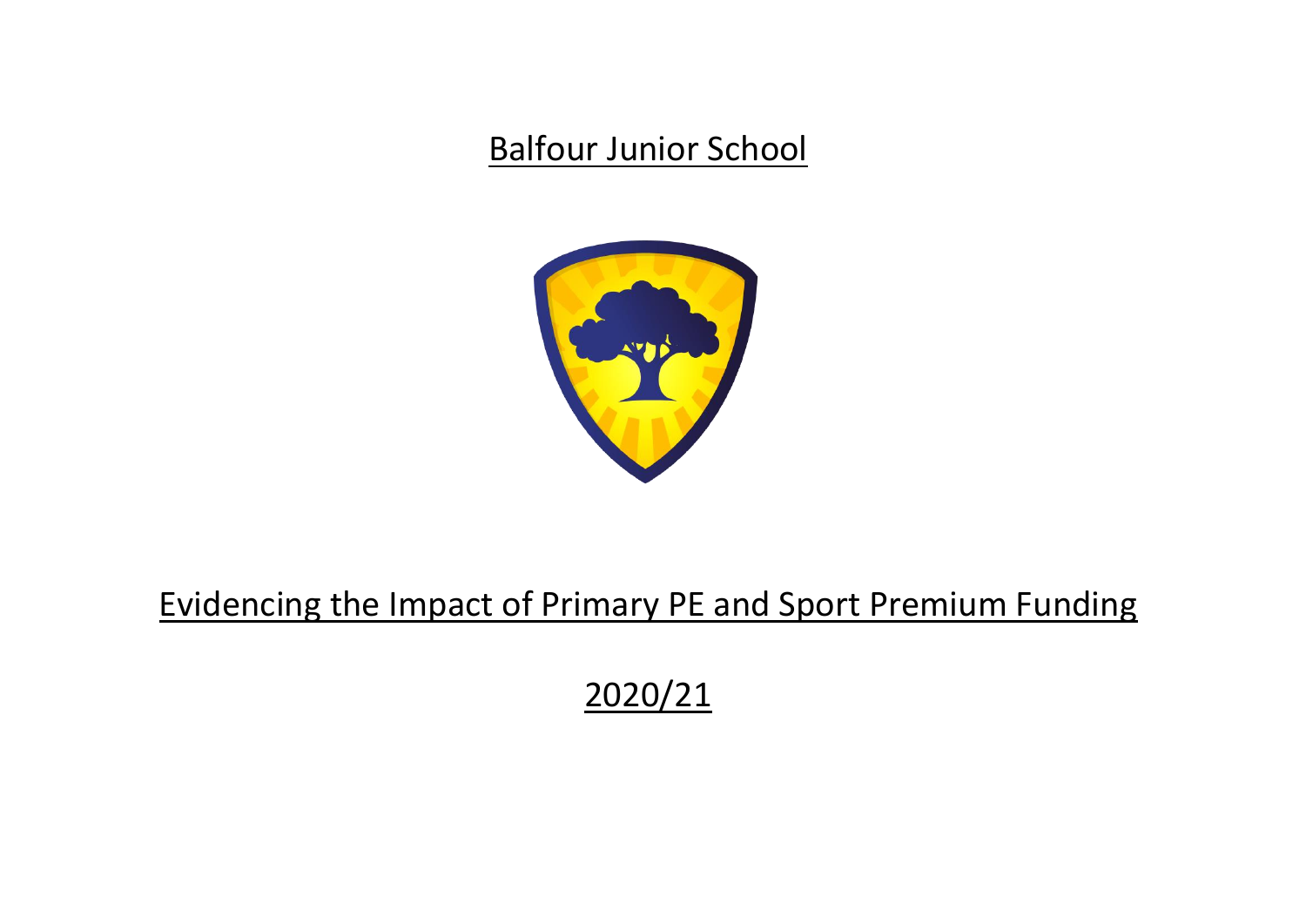# Balfour Junior School

# Evidencing the Impact of Primary PE and Sport Premium Funding

## 2020/21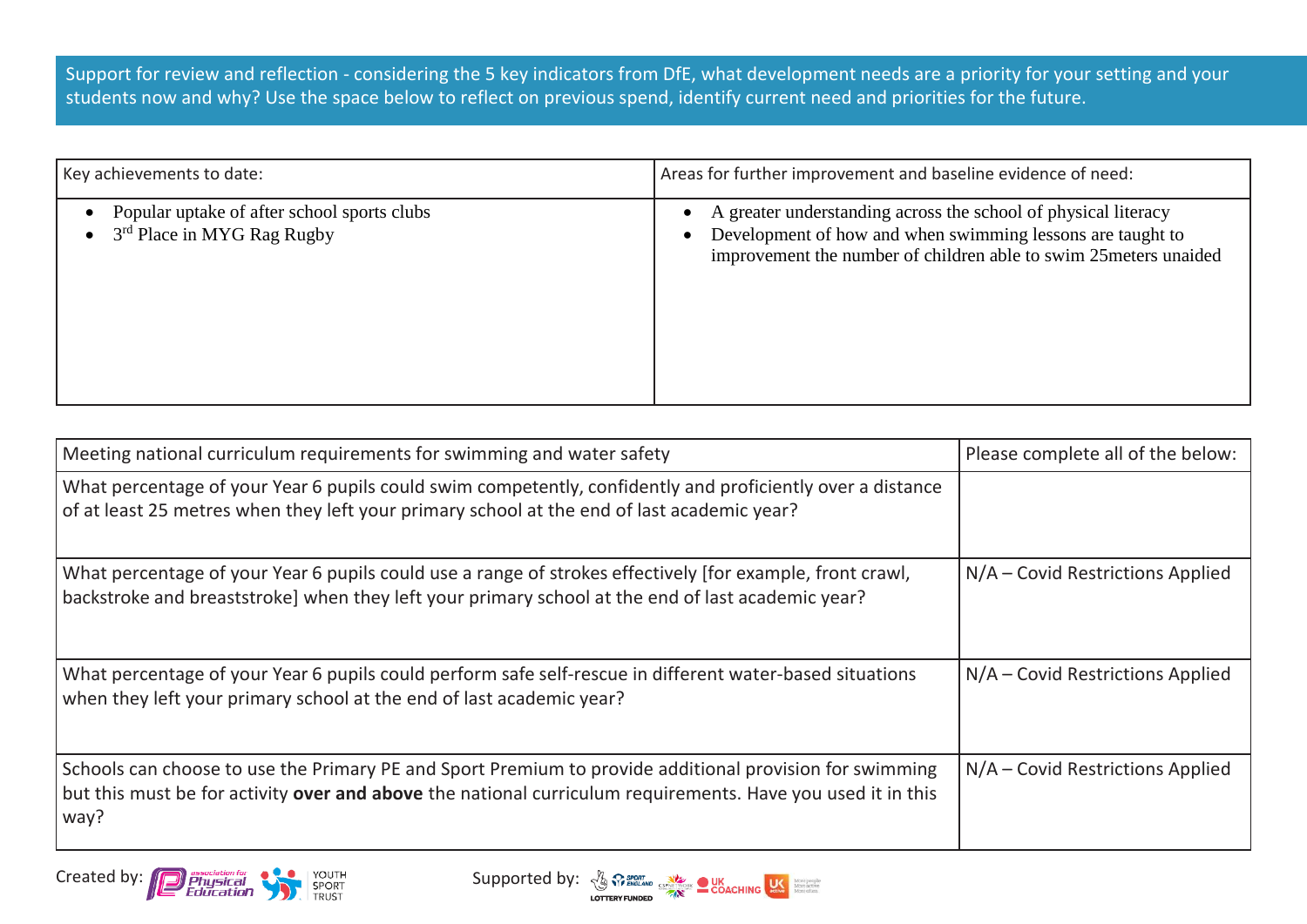Support for review and reflection - considering the 5 key indicators from DfE, what development needs are a priority for your setting and your students now and why? Use the space below to reflect on previous spend, identify current need and priorities for the future.

| Key achievements to date: | Areas for further improvement and baseline evidence of need: |
|---|---|
| • Popular uptake of after school sports clubs<br>• 3rd Place in MYG Rag Rugby | • A greater understanding across the school of physical literacy<br>• Development of how and when swimming lessons are taught to improvement the number of children able to swim 25meters unaided |

| Meeting national curriculum requirements for swimming and water safety | Please complete all of the below: |
|---|---|
| What percentage of your Year 6 pupils could swim competently, confidently and proficiently over a distance of at least 25 metres when they left your primary school at the end of last academic year? | |
| What percentage of your Year 6 pupils could use a range of strokes effectively [for example, front crawl, backstroke and breaststroke] when they left your primary school at the end of last academic year? | N/A – Covid Restrictions Applied |
| What percentage of your Year 6 pupils could perform safe self-rescue in different water-based situations when they left your primary school at the end of last academic year? | N/A – Covid Restrictions Applied |
| Schools can choose to use the Primary PE and Sport Premium to provide additional provision for swimming but this must be for activity **over and above** the national curriculum requirements. Have you used it in this way? | N/A – Covid Restrictions Applied |

Created by: Association for Physical Education, Youth Sport Trust

Supported by: Sport England, CSPN, UK Coaching, UK Active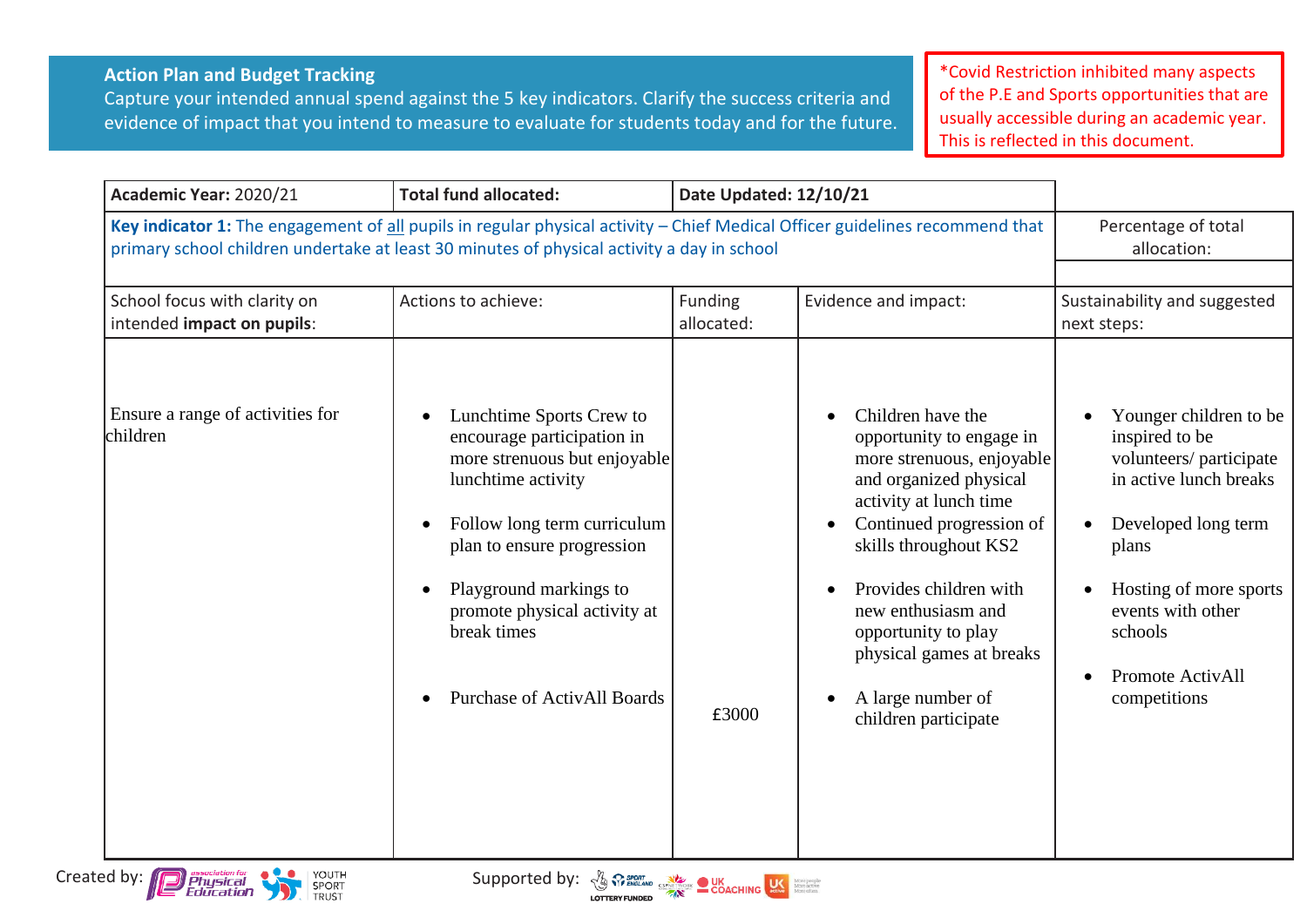**Action Plan and Budget Tracking**
Capture your intended annual spend against the 5 key indicators. Clarify the success criteria and evidence of impact that you intend to measure to evaluate for students today and for the future.

*Covid Restriction inhibited many aspects of the P.E and Sports opportunities that are usually accessible during an academic year. This is reflected in this document.

| **Academic Year:** 2020/21 | **Total fund allocated:** | **Date Updated: 12/10/21** | | |
|---|---|---|---|---|
| **Key indicator 1:** The engagement of all pupils in regular physical activity – Chief Medical Officer guidelines recommend that primary school children undertake at least 30 minutes of physical activity a day in school | | | | Percentage of total allocation: |
| School focus with clarity on intended **impact on pupils**: | Actions to achieve: | Funding allocated: | Evidence and impact: | Sustainability and suggested next steps: |
| Ensure a range of activities for children | • Lunchtime Sports Crew to encourage participation in more strenuous but enjoyable lunchtime activity<br>• Follow long term curriculum plan to ensure progression<br>• Playground markings to promote physical activity at break times<br>• Purchase of ActivAll Boards | £3000 | • Children have the opportunity to engage in more strenuous, enjoyable and organized physical activity at lunch time<br>• Continued progression of skills throughout KS2<br>• Provides children with new enthusiasm and opportunity to play physical games at breaks<br>• A large number of children participate | • Younger children to be inspired to be volunteers/ participate in active lunch breaks<br>• Developed long term plans<br>• Hosting of more sports events with other schools<br>• Promote ActivAll competitions |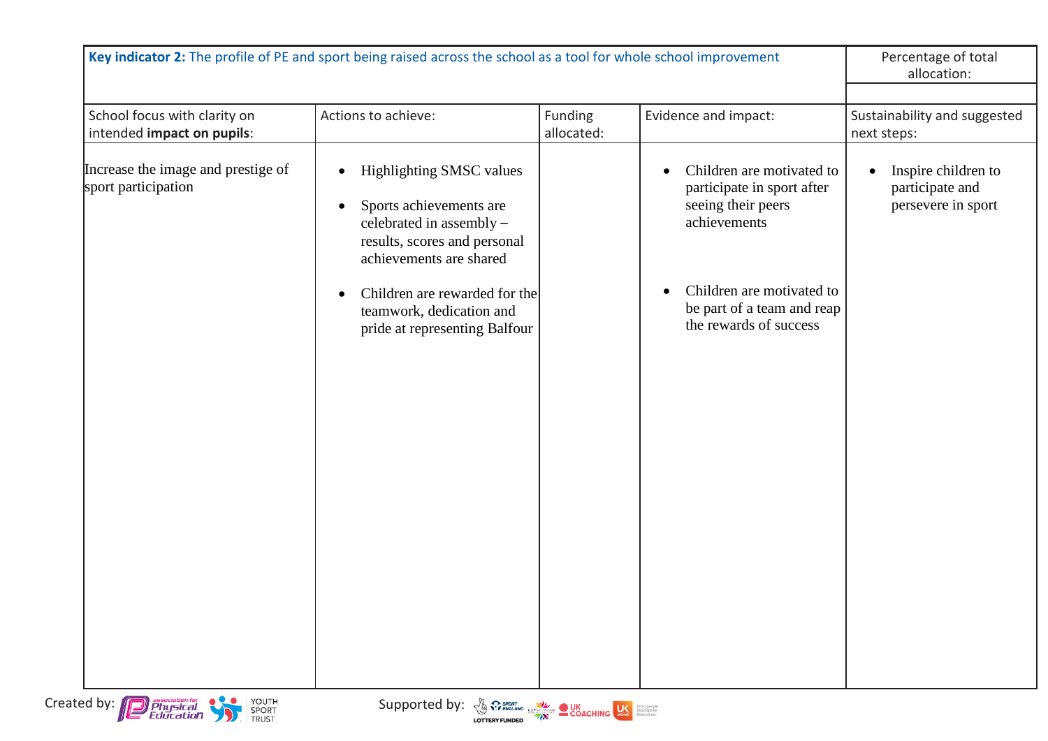| **Key indicator 2:** The profile of PE and sport being raised across the school as a tool for whole school improvement | | | | Percentage of total allocation: |
| --- | --- | --- | --- | --- |
| | | | | |
| School focus with clarity on intended **impact on pupils**: | Actions to achieve: | Funding allocated: | Evidence and impact: | Sustainability and suggested next steps: |
| Increase the image and prestige of sport participation | • Highlighting SMSC values<br>• Sports achievements are celebrated in assembly – results, scores and personal achievements are shared<br>• Children are rewarded for the teamwork, dedication and pride at representing Balfour | | • Children are motivated to participate in sport after seeing their peers achievements<br>• Children are motivated to be part of a team and reap the rewards of success | • Inspire children to participate and persevere in sport |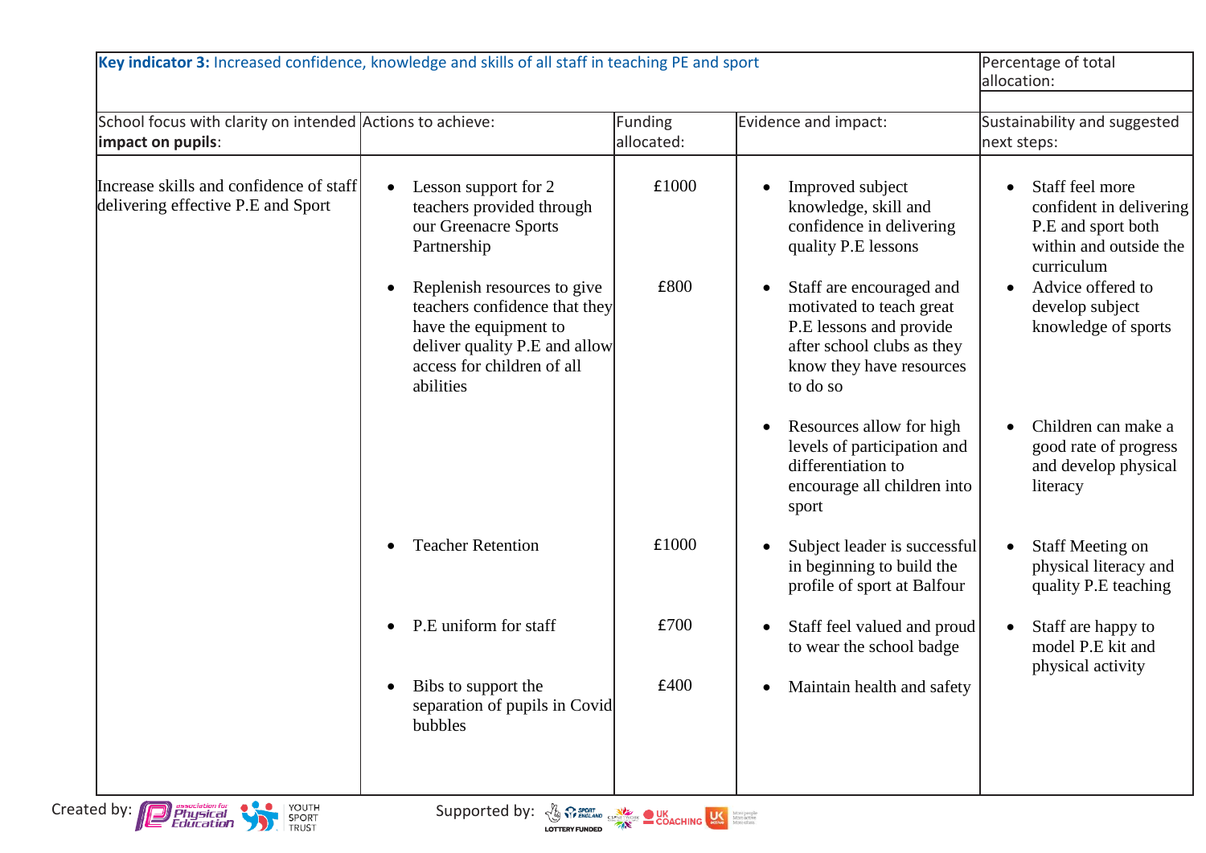| **Key indicator 3:** Increased confidence, knowledge and skills of all staff in teaching PE and sport | | | | Percentage of total allocation: |
|---|---|---|---|---|
| | | | | |
| School focus with clarity on intended **impact on pupils**: | Actions to achieve: | Funding allocated: | Evidence and impact: | Sustainability and suggested next steps: |
| Increase skills and confidence of staff delivering effective P.E and Sport | • Lesson support for 2 teachers provided through our Greenacre Sports Partnership | £1000 | • Improved subject knowledge, skill and confidence in delivering quality P.E lessons | • Staff feel more confident in delivering P.E and sport both within and outside the curriculum |
| | • Replenish resources to give teachers confidence that they have the equipment to deliver quality P.E and allow access for children of all abilities | £800 | • Staff are encouraged and motivated to teach great P.E lessons and provide after school clubs as they know they have resources to do so | • Advice offered to develop subject knowledge of sports |
| | | | • Resources allow for high levels of participation and differentiation and encourage all children into sport | • Children can make a good rate of progress and develop physical literacy |
| | • Teacher Retention | £1000 | • Subject leader is successful in beginning to build the profile of sport at Balfour | • Staff Meeting on physical literacy and quality P.E teaching |
| | • P.E uniform for staff | £700 | • Staff feel valued and proud to wear the school badge | • Staff are happy to model P.E kit and physical activity |
| | • Bibs to support the separation of pupils in Covid bubbles | £400 | • Maintain health and safety | |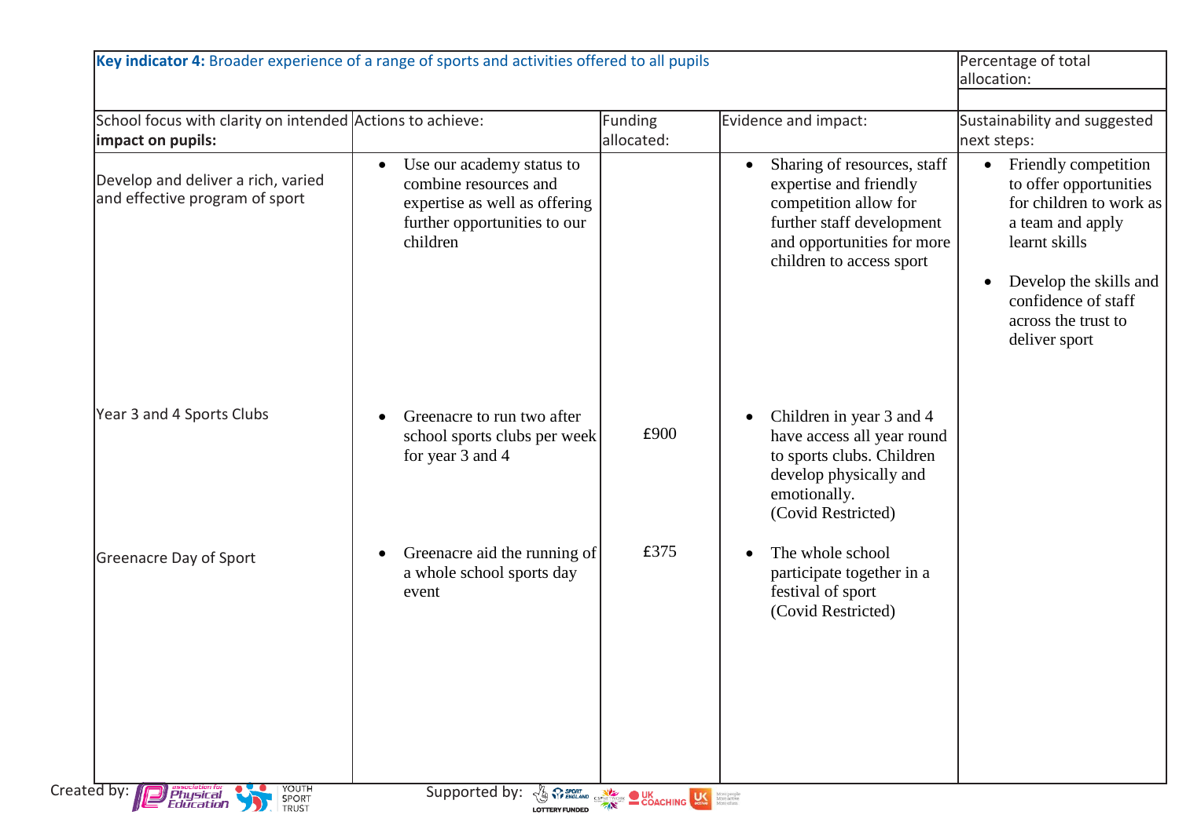| **Key indicator 4:** Broader experience of a range of sports and activities offered to all pupils | | | | Percentage of total allocation: |
|---|---|---|---|---|
| | | | | |
| School focus with clarity on intended **impact on pupils:** | Actions to achieve: | Funding allocated: | Evidence and impact: | Sustainability and suggested next steps: |
| Develop and deliver a rich, varied and effective program of sport | • Use our academy status to combine resources and expertise as well as offering further opportunities to our children | | • Sharing of resources, staff expertise and friendly competition allow for further staff development and opportunities for more children to access sport | • Friendly competition to offer opportunities for children to work as a team and apply learnt skills<br>• Develop the skills and confidence of staff across the trust to deliver sport |
| Year 3 and 4 Sports Clubs | • Greenacre to run two after school sports clubs per week for year 3 and 4 | £900 | • Children in year 3 and 4 have access all year round to sports clubs. Children develop physically and emotionally. (Covid Restricted) | |
| Greenacre Day of Sport | • Greenacre aid the running of a whole school sports day event | £375 | • The whole school participate together in a festival of sport (Covid Restricted) | |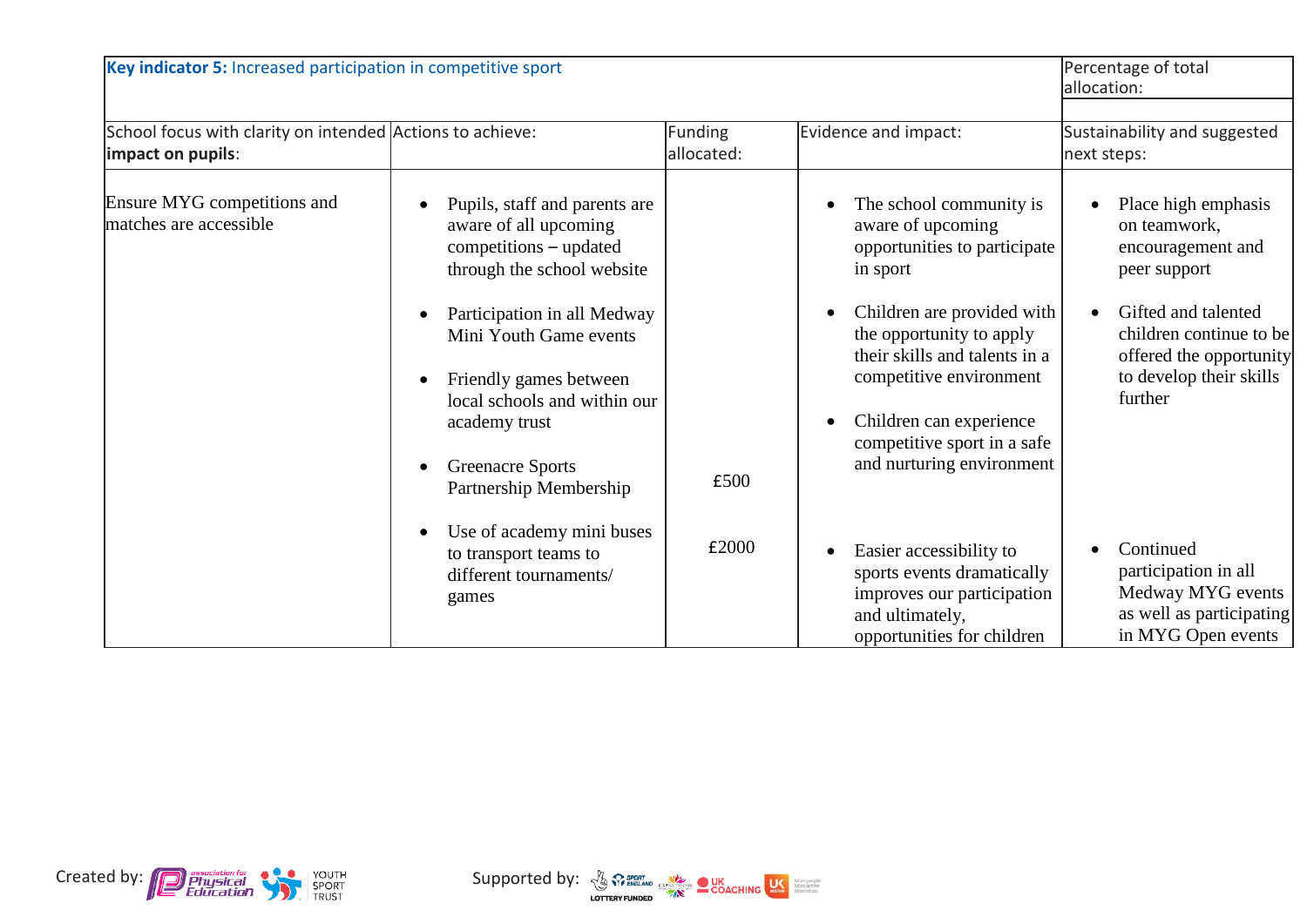| Key indicator 5: Increased participation in competitive sport | | | | Percentage of total allocation: |
|---|---|---|---|---|
| School focus with clarity on intended **impact on pupils**: | Actions to achieve: | Funding allocated: | Evidence and impact: | Sustainability and suggested next steps: |
| Ensure MYG competitions and matches are accessible | • Pupils, staff and parents are aware of all upcoming competitions – updated through the school website<br>• Participation in all Medway Mini Youth Game events<br>• Friendly games between local schools and within our academy trust<br>• Greenacre Sports Partnership Membership<br>• Use of academy mini buses to transport teams to different tournaments/ games | £500<br>£2000 | • The school community is aware of upcoming opportunities to participate in sport<br>• Children are provided with the opportunity to apply their skills and talents in a competitive environment<br>• Children can experience competitive sport in a safe and nurturing environment<br>• Easier accessibility to sports events dramatically improves our participation and ultimately, opportunities for children | • Place high emphasis on teamwork, encouragement and peer support<br>• Gifted and talented children continue to be offered the opportunity to develop their skills further<br>• Continued participation in all Medway MYG events as well as participating in MYG Open events |